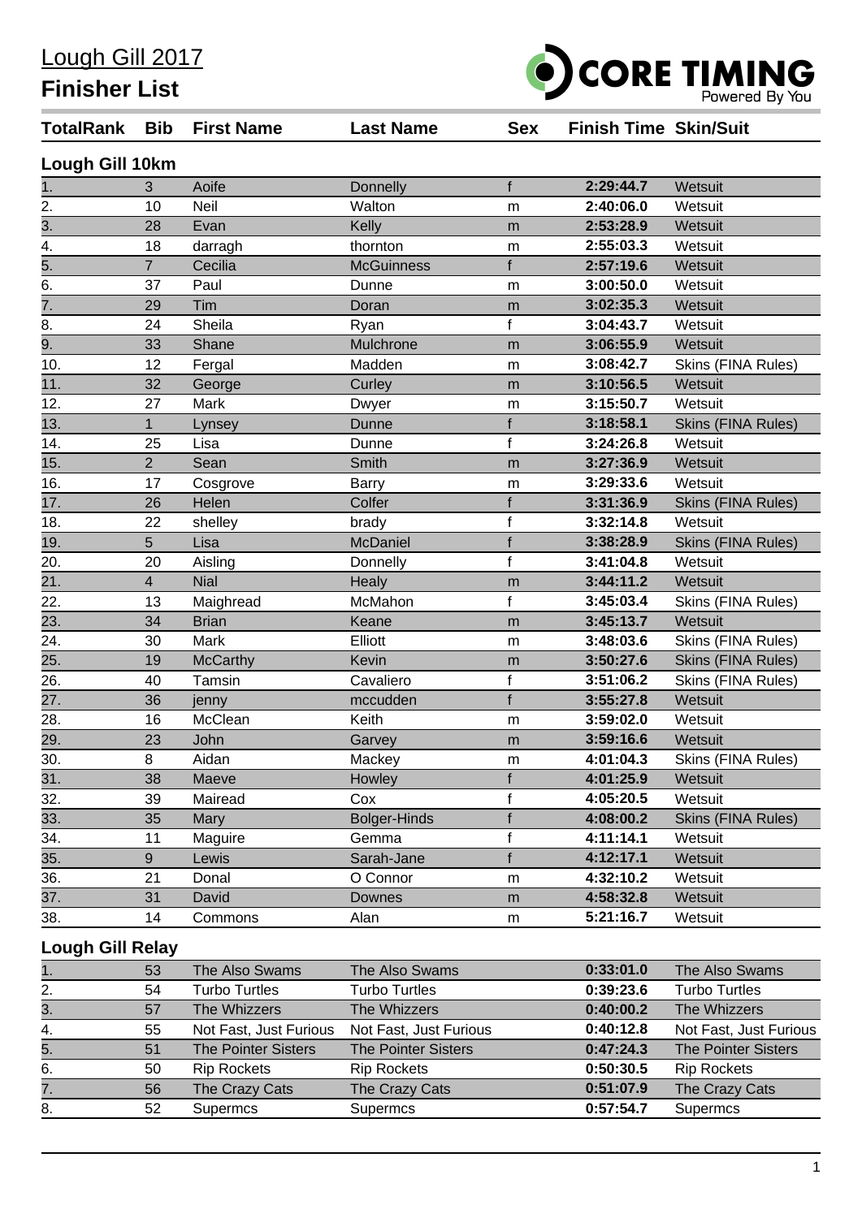# Lough Gill 2017

## Finisher List

CORE TIMING
Powered By You

### Lough Gill 10km

| TotalRank | Bib | First Name | Last Name | Sex | Finish Time | Skin/Suit |
|---|---|---|---|---|---|---|
| 1. | 3 | Aoife | Donnelly | f | **2:29:44.7** | Wetsuit |
| 2. | 10 | Neil | Walton | m | **2:40:06.0** | Wetsuit |
| 3. | 28 | Evan | Kelly | m | **2:53:28.9** | Wetsuit |
| 4. | 18 | darragh | thornton | m | **2:55:03.3** | Wetsuit |
| 5. | 7 | Cecilia | McGuinness | f | **2:57:19.6** | Wetsuit |
| 6. | 37 | Paul | Dunne | m | **3:00:50.0** | Wetsuit |
| 7. | 29 | Tim | Doran | m | **3:02:35.3** | Wetsuit |
| 8. | 24 | Sheila | Ryan | f | **3:04:43.7** | Wetsuit |
| 9. | 33 | Shane | Mulchrone | m | **3:06:55.9** | Wetsuit |
| 10. | 12 | Fergal | Madden | m | **3:08:42.7** | Skins (FINA Rules) |
| 11. | 32 | George | Curley | m | **3:10:56.5** | Wetsuit |
| 12. | 27 | Mark | Dwyer | m | **3:15:50.7** | Wetsuit |
| 13. | 1 | Lynsey | Dunne | f | **3:18:58.1** | Skins (FINA Rules) |
| 14. | 25 | Lisa | Dunne | f | **3:24:26.8** | Wetsuit |
| 15. | 2 | Sean | Smith | m | **3:27:36.9** | Wetsuit |
| 16. | 17 | Cosgrove | Barry | m | **3:29:33.6** | Wetsuit |
| 17. | 26 | Helen | Colfer | f | **3:31:36.9** | Skins (FINA Rules) |
| 18. | 22 | shelley | brady | f | **3:32:14.8** | Wetsuit |
| 19. | 5 | Lisa | McDaniel | f | **3:38:28.9** | Skins (FINA Rules) |
| 20. | 20 | Aisling | Donnelly | f | **3:41:04.8** | Wetsuit |
| 21. | 4 | Nial | Healy | m | **3:44:11.2** | Wetsuit |
| 22. | 13 | Maighread | McMahon | f | **3:45:03.4** | Skins (FINA Rules) |
| 23. | 34 | Brian | Keane | m | **3:45:13.7** | Wetsuit |
| 24. | 30 | Mark | Elliott | m | **3:48:03.6** | Skins (FINA Rules) |
| 25. | 19 | McCarthy | Kevin | m | **3:50:27.6** | Skins (FINA Rules) |
| 26. | 40 | Tamsin | Cavaliero | f | **3:51:06.2** | Skins (FINA Rules) |
| 27. | 36 | jenny | mccudden | f | **3:55:27.8** | Wetsuit |
| 28. | 16 | McClean | Keith | m | **3:59:02.0** | Wetsuit |
| 29. | 23 | John | Garvey | m | **3:59:16.6** | Wetsuit |
| 30. | 8 | Aidan | Mackey | m | **4:01:04.3** | Skins (FINA Rules) |
| 31. | 38 | Maeve | Howley | f | **4:01:25.9** | Wetsuit |
| 32. | 39 | Mairead | Cox | f | **4:05:20.5** | Wetsuit |
| 33. | 35 | Mary | Bolger-Hinds | f | **4:08:00.2** | Skins (FINA Rules) |
| 34. | 11 | Maguire | Gemma | f | **4:11:14.1** | Wetsuit |
| 35. | 9 | Lewis | Sarah-Jane | f | **4:12:17.1** | Wetsuit |
| 36. | 21 | Donal | O Connor | m | **4:32:10.2** | Wetsuit |
| 37. | 31 | David | Downes | m | **4:58:32.8** | Wetsuit |
| 38. | 14 | Commons | Alan | m | **5:21:16.7** | Wetsuit |

### Lough Gill Relay

| TotalRank | Bib | First Name | Last Name | Sex | Finish Time | Skin/Suit |
|---|---|---|---|---|---|---|
| 1. | 53 | The Also Swams | The Also Swams | | **0:33:01.0** | The Also Swams |
| 2. | 54 | Turbo Turtles | Turbo Turtles | | **0:39:23.6** | Turbo Turtles |
| 3. | 57 | The Whizzers | The Whizzers | | **0:40:00.2** | The Whizzers |
| 4. | 55 | Not Fast, Just Furious | Not Fast, Just Furious | | **0:40:12.8** | Not Fast, Just Furious |
| 5. | 51 | The Pointer Sisters | The Pointer Sisters | | **0:47:24.3** | The Pointer Sisters |
| 6. | 50 | Rip Rockets | Rip Rockets | | **0:50:30.5** | Rip Rockets |
| 7. | 56 | The Crazy Cats | The Crazy Cats | | **0:51:07.9** | The Crazy Cats |
| 8. | 52 | Supermcs | Supermcs | | **0:57:54.7** | Supermcs |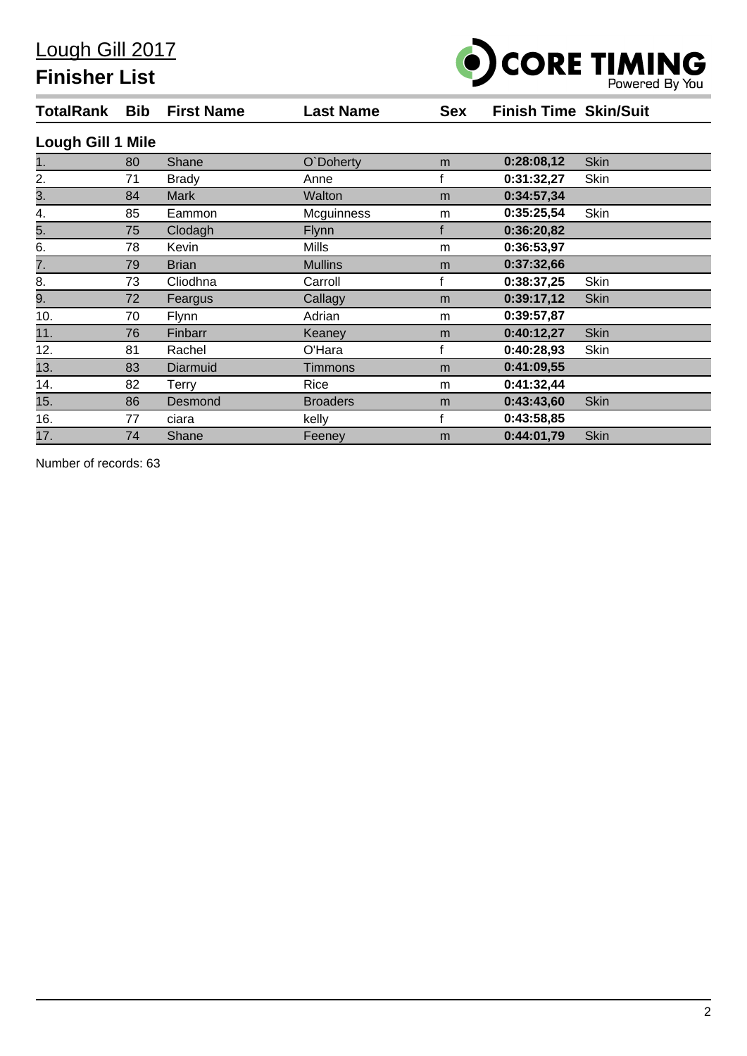Lough Gill 2017

# Finisher List

CORE TIMING
Powered By You

| TotalRank | Bib | First Name | Last Name | Sex | Finish Time | Skin/Suit |
|---|---|---|---|---|---|---|
| **Lough Gill 1 Mile** | | | | | | |
| 1. | 80 | Shane | O`Doherty | m | **0:28:08,12** | Skin |
| 2. | 71 | Brady | Anne | f | **0:31:32,27** | Skin |
| 3. | 84 | Mark | Walton | m | **0:34:57,34** | |
| 4. | 85 | Eammon | Mcguinness | m | **0:35:25,54** | Skin |
| 5. | 75 | Clodagh | Flynn | f | **0:36:20,82** | |
| 6. | 78 | Kevin | Mills | m | **0:36:53,97** | |
| 7. | 79 | Brian | Mullins | m | **0:37:32,66** | |
| 8. | 73 | Cliodhna | Carroll | f | **0:38:37,25** | Skin |
| 9. | 72 | Feargus | Callagy | m | **0:39:17,12** | Skin |
| 10. | 70 | Flynn | Adrian | m | **0:39:57,87** | |
| 11. | 76 | Finbarr | Keaney | m | **0:40:12,27** | Skin |
| 12. | 81 | Rachel | O'Hara | f | **0:40:28,93** | Skin |
| 13. | 83 | Diarmuid | Timmons | m | **0:41:09,55** | |
| 14. | 82 | Terry | Rice | m | **0:41:32,44** | |
| 15. | 86 | Desmond | Broaders | m | **0:43:43,60** | Skin |
| 16. | 77 | ciara | kelly | f | **0:43:58,85** | |
| 17. | 74 | Shane | Feeney | m | **0:44:01,79** | Skin |

Number of records: 63